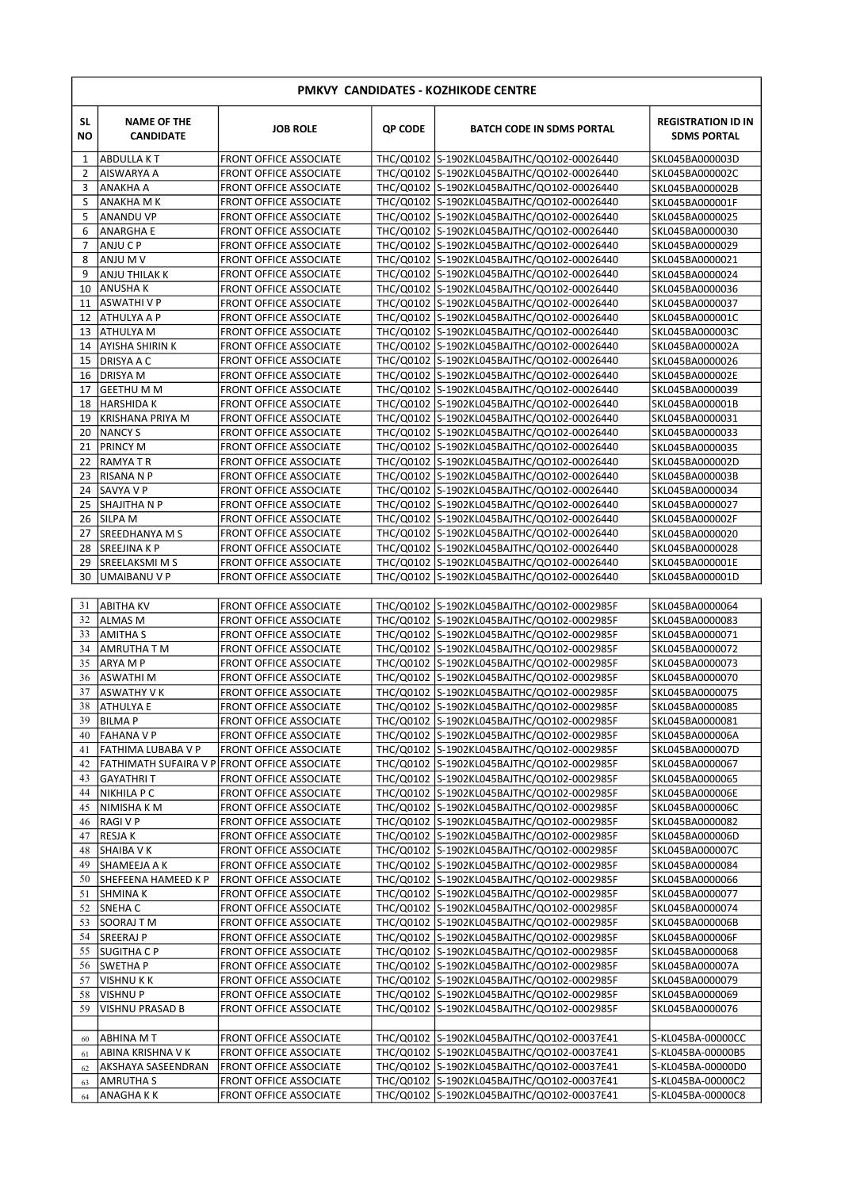# PMKVY CANDIDATES - KOZHIKODE CENTRE

| SL NO | NAME OF THE CANDIDATE | JOB ROLE | QP CODE | BATCH CODE IN SDMS PORTAL | REGISTRATION ID IN SDMS PORTAL |
|---|---|---|---|---|---|
| 1 | ABDULLA K T | FRONT OFFICE ASSOCIATE | THC/Q0102 | S-1902KL045BAJTHC/QO102-00026440 | SKL045BA000003D |
| 2 | AISWARYA A | FRONT OFFICE ASSOCIATE | THC/Q0102 | S-1902KL045BAJTHC/QO102-00026440 | SKL045BA000002C |
| 3 | ANAKHA A | FRONT OFFICE ASSOCIATE | THC/Q0102 | S-1902KL045BAJTHC/QO102-00026440 | SKL045BA000002B |
| S | ANAKHA M K | FRONT OFFICE ASSOCIATE | THC/Q0102 | S-1902KL045BAJTHC/QO102-00026440 | SKL045BA000001F |
| 5 | ANANDU VP | FRONT OFFICE ASSOCIATE | THC/Q0102 | S-1902KL045BAJTHC/QO102-00026440 | SKL045BA0000025 |
| 6 | ANARGHA E | FRONT OFFICE ASSOCIATE | THC/Q0102 | S-1902KL045BAJTHC/QO102-00026440 | SKL045BA0000030 |
| 7 | ANJU C P | FRONT OFFICE ASSOCIATE | THC/Q0102 | S-1902KL045BAJTHC/QO102-00026440 | SKL045BA0000029 |
| 8 | ANJU M V | FRONT OFFICE ASSOCIATE | THC/Q0102 | S-1902KL045BAJTHC/QO102-00026440 | SKL045BA0000021 |
| 9 | ANJU THILAK K | FRONT OFFICE ASSOCIATE | THC/Q0102 | S-1902KL045BAJTHC/QO102-00026440 | SKL045BA0000024 |
| 10 | ANUSHA K | FRONT OFFICE ASSOCIATE | THC/Q0102 | S-1902KL045BAJTHC/QO102-00026440 | SKL045BA0000036 |
| 11 | ASWATHI V P | FRONT OFFICE ASSOCIATE | THC/Q0102 | S-1902KL045BAJTHC/QO102-00026440 | SKL045BA0000037 |
| 12 | ATHULYA A P | FRONT OFFICE ASSOCIATE | THC/Q0102 | S-1902KL045BAJTHC/QO102-00026440 | SKL045BA000001C |
| 13 | ATHULYA M | FRONT OFFICE ASSOCIATE | THC/Q0102 | S-1902KL045BAJTHC/QO102-00026440 | SKL045BA000003C |
| 14 | AYISHA SHIRIN K | FRONT OFFICE ASSOCIATE | THC/Q0102 | S-1902KL045BAJTHC/QO102-00026440 | SKL045BA000002A |
| 15 | DRISYA A C | FRONT OFFICE ASSOCIATE | THC/Q0102 | S-1902KL045BAJTHC/QO102-00026440 | SKL045BA0000026 |
| 16 | DRISYA M | FRONT OFFICE ASSOCIATE | THC/Q0102 | S-1902KL045BAJTHC/QO102-00026440 | SKL045BA000002E |
| 17 | GEETHU M M | FRONT OFFICE ASSOCIATE | THC/Q0102 | S-1902KL045BAJTHC/QO102-00026440 | SKL045BA0000039 |
| 18 | HARSHIDA K | FRONT OFFICE ASSOCIATE | THC/Q0102 | S-1902KL045BAJTHC/QO102-00026440 | SKL045BA000001B |
| 19 | KRISHANA PRIYA M | FRONT OFFICE ASSOCIATE | THC/Q0102 | S-1902KL045BAJTHC/QO102-00026440 | SKL045BA0000031 |
| 20 | NANCY S | FRONT OFFICE ASSOCIATE | THC/Q0102 | S-1902KL045BAJTHC/QO102-00026440 | SKL045BA0000033 |
| 21 | PRINCY M | FRONT OFFICE ASSOCIATE | THC/Q0102 | S-1902KL045BAJTHC/QO102-00026440 | SKL045BA0000035 |
| 22 | RAMYA T R | FRONT OFFICE ASSOCIATE | THC/Q0102 | S-1902KL045BAJTHC/QO102-00026440 | SKL045BA000002D |
| 23 | RISANA N P | FRONT OFFICE ASSOCIATE | THC/Q0102 | S-1902KL045BAJTHC/QO102-00026440 | SKL045BA000003B |
| 24 | SAVYA V P | FRONT OFFICE ASSOCIATE | THC/Q0102 | S-1902KL045BAJTHC/QO102-00026440 | SKL045BA0000034 |
| 25 | SHAJITHA N P | FRONT OFFICE ASSOCIATE | THC/Q0102 | S-1902KL045BAJTHC/QO102-00026440 | SKL045BA0000027 |
| 26 | SILPA M | FRONT OFFICE ASSOCIATE | THC/Q0102 | S-1902KL045BAJTHC/QO102-00026440 | SKL045BA000002F |
| 27 | SREEDHANYA M S | FRONT OFFICE ASSOCIATE | THC/Q0102 | S-1902KL045BAJTHC/QO102-00026440 | SKL045BA0000020 |
| 28 | SREEJINA K P | FRONT OFFICE ASSOCIATE | THC/Q0102 | S-1902KL045BAJTHC/QO102-00026440 | SKL045BA0000028 |
| 29 | SREELAKSMI M S | FRONT OFFICE ASSOCIATE | THC/Q0102 | S-1902KL045BAJTHC/QO102-00026440 | SKL045BA000001E |
| 30 | UMAIBANU V P | FRONT OFFICE ASSOCIATE | THC/Q0102 | S-1902KL045BAJTHC/QO102-00026440 | SKL045BA000001D |
| | | | | | |
| 31 | ABITHA KV | FRONT OFFICE ASSOCIATE | THC/Q0102 | S-1902KL045BAJTHC/QO102-0002985F | SKL045BA0000064 |
| 32 | ALMAS M | FRONT OFFICE ASSOCIATE | THC/Q0102 | S-1902KL045BAJTHC/QO102-0002985F | SKL045BA0000083 |
| 33 | AMITHA S | FRONT OFFICE ASSOCIATE | THC/Q0102 | S-1902KL045BAJTHC/QO102-0002985F | SKL045BA0000071 |
| 34 | AMRUTHA T M | FRONT OFFICE ASSOCIATE | THC/Q0102 | S-1902KL045BAJTHC/QO102-0002985F | SKL045BA0000072 |
| 35 | ARYA M P | FRONT OFFICE ASSOCIATE | THC/Q0102 | S-1902KL045BAJTHC/QO102-0002985F | SKL045BA0000073 |
| 36 | ASWATHI M | FRONT OFFICE ASSOCIATE | THC/Q0102 | S-1902KL045BAJTHC/QO102-0002985F | SKL045BA0000070 |
| 37 | ASWATHY V K | FRONT OFFICE ASSOCIATE | THC/Q0102 | S-1902KL045BAJTHC/QO102-0002985F | SKL045BA0000075 |
| 38 | ATHULYA E | FRONT OFFICE ASSOCIATE | THC/Q0102 | S-1902KL045BAJTHC/QO102-0002985F | SKL045BA0000085 |
| 39 | BILMA P | FRONT OFFICE ASSOCIATE | THC/Q0102 | S-1902KL045BAJTHC/QO102-0002985F | SKL045BA0000081 |
| 40 | FAHANA V P | FRONT OFFICE ASSOCIATE | THC/Q0102 | S-1902KL045BAJTHC/QO102-0002985F | SKL045BA000006A |
| 41 | FATHIMA LUBABA V P | FRONT OFFICE ASSOCIATE | THC/Q0102 | S-1902KL045BAJTHC/QO102-0002985F | SKL045BA000007D |
| 42 | FATHIMATH SUFAIRA V P | FRONT OFFICE ASSOCIATE | THC/Q0102 | S-1902KL045BAJTHC/QO102-0002985F | SKL045BA0000067 |
| 43 | GAYATHRI T | FRONT OFFICE ASSOCIATE | THC/Q0102 | S-1902KL045BAJTHC/QO102-0002985F | SKL045BA0000065 |
| 44 | NIKHILA P C | FRONT OFFICE ASSOCIATE | THC/Q0102 | S-1902KL045BAJTHC/QO102-0002985F | SKL045BA000006E |
| 45 | NIMISHA K M | FRONT OFFICE ASSOCIATE | THC/Q0102 | S-1902KL045BAJTHC/QO102-0002985F | SKL045BA000006C |
| 46 | RAGI V P | FRONT OFFICE ASSOCIATE | THC/Q0102 | S-1902KL045BAJTHC/QO102-0002985F | SKL045BA0000082 |
| 47 | RESJA K | FRONT OFFICE ASSOCIATE | THC/Q0102 | S-1902KL045BAJTHC/QO102-0002985F | SKL045BA000006D |
| 48 | SHAIBA V K | FRONT OFFICE ASSOCIATE | THC/Q0102 | S-1902KL045BAJTHC/QO102-0002985F | SKL045BA000007C |
| 49 | SHAMEEJA A K | FRONT OFFICE ASSOCIATE | THC/Q0102 | S-1902KL045BAJTHC/QO102-0002985F | SKL045BA0000084 |
| 50 | SHEFEENA HAMEED K P | FRONT OFFICE ASSOCIATE | THC/Q0102 | S-1902KL045BAJTHC/QO102-0002985F | SKL045BA0000066 |
| 51 | SHMINA K | FRONT OFFICE ASSOCIATE | THC/Q0102 | S-1902KL045BAJTHC/QO102-0002985F | SKL045BA0000077 |
| 52 | SNEHA C | FRONT OFFICE ASSOCIATE | THC/Q0102 | S-1902KL045BAJTHC/QO102-0002985F | SKL045BA0000074 |
| 53 | SOORAJ T M | FRONT OFFICE ASSOCIATE | THC/Q0102 | S-1902KL045BAJTHC/QO102-0002985F | SKL045BA000006B |
| 54 | SREERAJ P | FRONT OFFICE ASSOCIATE | THC/Q0102 | S-1902KL045BAJTHC/QO102-0002985F | SKL045BA000006F |
| 55 | SUGITHA C P | FRONT OFFICE ASSOCIATE | THC/Q0102 | S-1902KL045BAJTHC/QO102-0002985F | SKL045BA0000068 |
| 56 | SWETHA P | FRONT OFFICE ASSOCIATE | THC/Q0102 | S-1902KL045BAJTHC/QO102-0002985F | SKL045BA000007A |
| 57 | VISHNU K K | FRONT OFFICE ASSOCIATE | THC/Q0102 | S-1902KL045BAJTHC/QO102-0002985F | SKL045BA0000079 |
| 58 | VISHNU P | FRONT OFFICE ASSOCIATE | THC/Q0102 | S-1902KL045BAJTHC/QO102-0002985F | SKL045BA0000069 |
| 59 | VISHNU PRASAD B | FRONT OFFICE ASSOCIATE | THC/Q0102 | S-1902KL045BAJTHC/QO102-0002985F | SKL045BA0000076 |
| | | | | | |
| 60 | ABHINA M T | FRONT OFFICE ASSOCIATE | THC/Q0102 | S-1902KL045BAJTHC/QO102-00037E41 | S-KL045BA-00000CC |
| 61 | ABINA KRISHNA V K | FRONT OFFICE ASSOCIATE | THC/Q0102 | S-1902KL045BAJTHC/QO102-00037E41 | S-KL045BA-00000B5 |
| 62 | AKSHAYA SASEENDRAN | FRONT OFFICE ASSOCIATE | THC/Q0102 | S-1902KL045BAJTHC/QO102-00037E41 | S-KL045BA-00000D0 |
| 63 | AMRUTHA S | FRONT OFFICE ASSOCIATE | THC/Q0102 | S-1902KL045BAJTHC/QO102-00037E41 | S-KL045BA-00000C2 |
| 64 | ANAGHA K K | FRONT OFFICE ASSOCIATE | THC/Q0102 | S-1902KL045BAJTHC/QO102-00037E41 | S-KL045BA-00000C8 |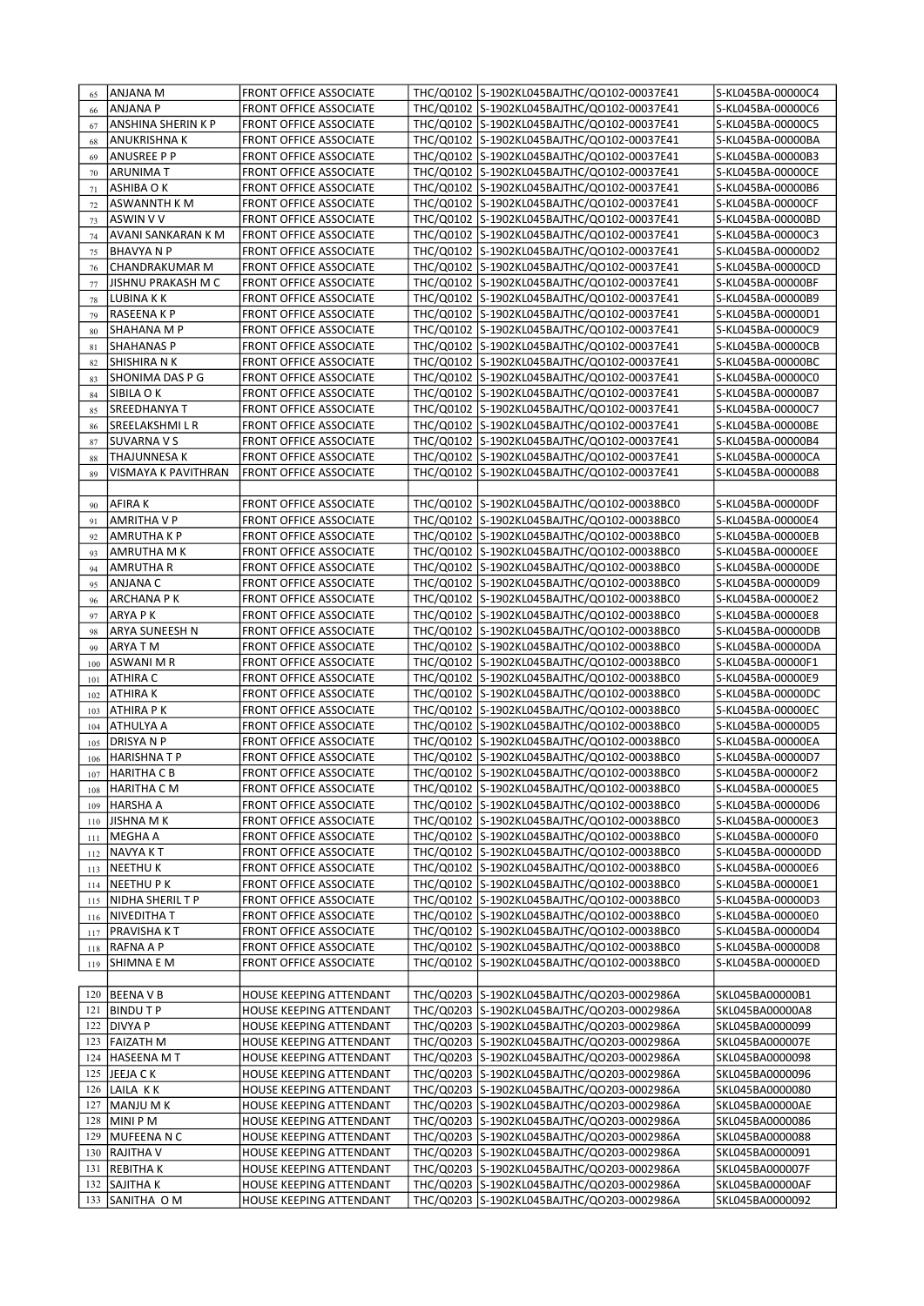| | | | | | |
|---|---|---|---|---|---|
| 65 | ANJANA M | FRONT OFFICE ASSOCIATE | THC/Q0102 | S-1902KL045BAJTHC/QO102-00037E41 | S-KL045BA-00000C4 |
| 66 | ANJANA P | FRONT OFFICE ASSOCIATE | THC/Q0102 | S-1902KL045BAJTHC/QO102-00037E41 | S-KL045BA-00000C6 |
| 67 | ANSHINA SHERIN K P | FRONT OFFICE ASSOCIATE | THC/Q0102 | S-1902KL045BAJTHC/QO102-00037E41 | S-KL045BA-00000C5 |
| 68 | ANUKRISHNA K | FRONT OFFICE ASSOCIATE | THC/Q0102 | S-1902KL045BAJTHC/QO102-00037E41 | S-KL045BA-00000BA |
| 69 | ANUSREE P P | FRONT OFFICE ASSOCIATE | THC/Q0102 | S-1902KL045BAJTHC/QO102-00037E41 | S-KL045BA-00000B3 |
| 70 | ARUNIMA T | FRONT OFFICE ASSOCIATE | THC/Q0102 | S-1902KL045BAJTHC/QO102-00037E41 | S-KL045BA-00000CE |
| 71 | ASHIBA O K | FRONT OFFICE ASSOCIATE | THC/Q0102 | S-1902KL045BAJTHC/QO102-00037E41 | S-KL045BA-00000B6 |
| 72 | ASWANNTH K M | FRONT OFFICE ASSOCIATE | THC/Q0102 | S-1902KL045BAJTHC/QO102-00037E41 | S-KL045BA-00000CF |
| 73 | ASWIN V V | FRONT OFFICE ASSOCIATE | THC/Q0102 | S-1902KL045BAJTHC/QO102-00037E41 | S-KL045BA-00000BD |
| 74 | AVANI SANKARAN K M | FRONT OFFICE ASSOCIATE | THC/Q0102 | S-1902KL045BAJTHC/QO102-00037E41 | S-KL045BA-00000C3 |
| 75 | BHAVYA N P | FRONT OFFICE ASSOCIATE | THC/Q0102 | S-1902KL045BAJTHC/QO102-00037E41 | S-KL045BA-00000D2 |
| 76 | CHANDRAKUMAR M | FRONT OFFICE ASSOCIATE | THC/Q0102 | S-1902KL045BAJTHC/QO102-00037E41 | S-KL045BA-00000CD |
| 77 | JISHNU PRAKASH M C | FRONT OFFICE ASSOCIATE | THC/Q0102 | S-1902KL045BAJTHC/QO102-00037E41 | S-KL045BA-00000BF |
| 78 | LUBINA K K | FRONT OFFICE ASSOCIATE | THC/Q0102 | S-1902KL045BAJTHC/QO102-00037E41 | S-KL045BA-00000B9 |
| 79 | RASEENA K P | FRONT OFFICE ASSOCIATE | THC/Q0102 | S-1902KL045BAJTHC/QO102-00037E41 | S-KL045BA-00000D1 |
| 80 | SHAHANA M P | FRONT OFFICE ASSOCIATE | THC/Q0102 | S-1902KL045BAJTHC/QO102-00037E41 | S-KL045BA-00000C9 |
| 81 | SHAHANAS P | FRONT OFFICE ASSOCIATE | THC/Q0102 | S-1902KL045BAJTHC/QO102-00037E41 | S-KL045BA-00000CB |
| 82 | SHISHIRA N K | FRONT OFFICE ASSOCIATE | THC/Q0102 | S-1902KL045BAJTHC/QO102-00037E41 | S-KL045BA-00000BC |
| 83 | SHONIMA DAS P G | FRONT OFFICE ASSOCIATE | THC/Q0102 | S-1902KL045BAJTHC/QO102-00037E41 | S-KL045BA-00000C0 |
| 84 | SIBILA O K | FRONT OFFICE ASSOCIATE | THC/Q0102 | S-1902KL045BAJTHC/QO102-00037E41 | S-KL045BA-00000B7 |
| 85 | SREEDHANYA T | FRONT OFFICE ASSOCIATE | THC/Q0102 | S-1902KL045BAJTHC/QO102-00037E41 | S-KL045BA-00000C7 |
| 86 | SREELAKSHMI L R | FRONT OFFICE ASSOCIATE | THC/Q0102 | S-1902KL045BAJTHC/QO102-00037E41 | S-KL045BA-00000BE |
| 87 | SUVARNA V S | FRONT OFFICE ASSOCIATE | THC/Q0102 | S-1902KL045BAJTHC/QO102-00037E41 | S-KL045BA-00000B4 |
| 88 | THAJUNNESA K | FRONT OFFICE ASSOCIATE | THC/Q0102 | S-1902KL045BAJTHC/QO102-00037E41 | S-KL045BA-00000CA |
| 89 | VISMAYA K PAVITHRAN | FRONT OFFICE ASSOCIATE | THC/Q0102 | S-1902KL045BAJTHC/QO102-00037E41 | S-KL045BA-00000B8 |
| | | | | | |
| 90 | AFIRA K | FRONT OFFICE ASSOCIATE | THC/Q0102 | S-1902KL045BAJTHC/QO102-00038BC0 | S-KL045BA-00000DF |
| 91 | AMRITHA V P | FRONT OFFICE ASSOCIATE | THC/Q0102 | S-1902KL045BAJTHC/QO102-00038BC0 | S-KL045BA-00000E4 |
| 92 | AMRUTHA K P | FRONT OFFICE ASSOCIATE | THC/Q0102 | S-1902KL045BAJTHC/QO102-00038BC0 | S-KL045BA-00000EB |
| 93 | AMRUTHA M K | FRONT OFFICE ASSOCIATE | THC/Q0102 | S-1902KL045BAJTHC/QO102-00038BC0 | S-KL045BA-00000EE |
| 94 | AMRUTHA R | FRONT OFFICE ASSOCIATE | THC/Q0102 | S-1902KL045BAJTHC/QO102-00038BC0 | S-KL045BA-00000DE |
| 95 | ANJANA C | FRONT OFFICE ASSOCIATE | THC/Q0102 | S-1902KL045BAJTHC/QO102-00038BC0 | S-KL045BA-00000D9 |
| 96 | ARCHANA P K | FRONT OFFICE ASSOCIATE | THC/Q0102 | S-1902KL045BAJTHC/QO102-00038BC0 | S-KL045BA-00000E2 |
| 97 | ARYA P K | FRONT OFFICE ASSOCIATE | THC/Q0102 | S-1902KL045BAJTHC/QO102-00038BC0 | S-KL045BA-00000E8 |
| 98 | ARYA SUNEESH N | FRONT OFFICE ASSOCIATE | THC/Q0102 | S-1902KL045BAJTHC/QO102-00038BC0 | S-KL045BA-00000DB |
| 99 | ARYA T M | FRONT OFFICE ASSOCIATE | THC/Q0102 | S-1902KL045BAJTHC/QO102-00038BC0 | S-KL045BA-00000DA |
| 100 | ASWANI M R | FRONT OFFICE ASSOCIATE | THC/Q0102 | S-1902KL045BAJTHC/QO102-00038BC0 | S-KL045BA-00000F1 |
| 101 | ATHIRA C | FRONT OFFICE ASSOCIATE | THC/Q0102 | S-1902KL045BAJTHC/QO102-00038BC0 | S-KL045BA-00000E9 |
| 102 | ATHIRA K | FRONT OFFICE ASSOCIATE | THC/Q0102 | S-1902KL045BAJTHC/QO102-00038BC0 | S-KL045BA-00000DC |
| 103 | ATHIRA P K | FRONT OFFICE ASSOCIATE | THC/Q0102 | S-1902KL045BAJTHC/QO102-00038BC0 | S-KL045BA-00000EC |
| 104 | ATHULYA A | FRONT OFFICE ASSOCIATE | THC/Q0102 | S-1902KL045BAJTHC/QO102-00038BC0 | S-KL045BA-00000D5 |
| 105 | DRISYA N P | FRONT OFFICE ASSOCIATE | THC/Q0102 | S-1902KL045BAJTHC/QO102-00038BC0 | S-KL045BA-00000EA |
| 106 | HARISHNA T P | FRONT OFFICE ASSOCIATE | THC/Q0102 | S-1902KL045BAJTHC/QO102-00038BC0 | S-KL045BA-00000D7 |
| 107 | HARITHA C B | FRONT OFFICE ASSOCIATE | THC/Q0102 | S-1902KL045BAJTHC/QO102-00038BC0 | S-KL045BA-00000F2 |
| 108 | HARITHA C M | FRONT OFFICE ASSOCIATE | THC/Q0102 | S-1902KL045BAJTHC/QO102-00038BC0 | S-KL045BA-00000E5 |
| 109 | HARSHA A | FRONT OFFICE ASSOCIATE | THC/Q0102 | S-1902KL045BAJTHC/QO102-00038BC0 | S-KL045BA-00000D6 |
| 110 | JISHNA M K | FRONT OFFICE ASSOCIATE | THC/Q0102 | S-1902KL045BAJTHC/QO102-00038BC0 | S-KL045BA-00000E3 |
| 111 | MEGHA A | FRONT OFFICE ASSOCIATE | THC/Q0102 | S-1902KL045BAJTHC/QO102-00038BC0 | S-KL045BA-00000F0 |
| 112 | NAVYA K T | FRONT OFFICE ASSOCIATE | THC/Q0102 | S-1902KL045BAJTHC/QO102-00038BC0 | S-KL045BA-00000DD |
| 113 | NEETHU K | FRONT OFFICE ASSOCIATE | THC/Q0102 | S-1902KL045BAJTHC/QO102-00038BC0 | S-KL045BA-00000E6 |
| 114 | NEETHU P K | FRONT OFFICE ASSOCIATE | THC/Q0102 | S-1902KL045BAJTHC/QO102-00038BC0 | S-KL045BA-00000E1 |
| 115 | NIDHA SHERIL T P | FRONT OFFICE ASSOCIATE | THC/Q0102 | S-1902KL045BAJTHC/QO102-00038BC0 | S-KL045BA-00000D3 |
| 116 | NIVEDITHA T | FRONT OFFICE ASSOCIATE | THC/Q0102 | S-1902KL045BAJTHC/QO102-00038BC0 | S-KL045BA-00000E0 |
| 117 | PRAVISHA K T | FRONT OFFICE ASSOCIATE | THC/Q0102 | S-1902KL045BAJTHC/QO102-00038BC0 | S-KL045BA-00000D4 |
| 118 | RAFNA A P | FRONT OFFICE ASSOCIATE | THC/Q0102 | S-1902KL045BAJTHC/QO102-00038BC0 | S-KL045BA-00000D8 |
| 119 | SHIMNA E M | FRONT OFFICE ASSOCIATE | THC/Q0102 | S-1902KL045BAJTHC/QO102-00038BC0 | S-KL045BA-00000ED |
| | | | | | |
| 120 | BEENA V B | HOUSE KEEPING ATTENDANT | THC/Q0203 | S-1902KL045BAJTHC/QO203-0002986A | SKL045BA00000B1 |
| 121 | BINDU T P | HOUSE KEEPING ATTENDANT | THC/Q0203 | S-1902KL045BAJTHC/QO203-0002986A | SKL045BA00000A8 |
| 122 | DIVYA P | HOUSE KEEPING ATTENDANT | THC/Q0203 | S-1902KL045BAJTHC/QO203-0002986A | SKL045BA0000099 |
| 123 | FAIZATH M | HOUSE KEEPING ATTENDANT | THC/Q0203 | S-1902KL045BAJTHC/QO203-0002986A | SKL045BA000007E |
| 124 | HASEENA M T | HOUSE KEEPING ATTENDANT | THC/Q0203 | S-1902KL045BAJTHC/QO203-0002986A | SKL045BA0000098 |
| 125 | JEEJA C K | HOUSE KEEPING ATTENDANT | THC/Q0203 | S-1902KL045BAJTHC/QO203-0002986A | SKL045BA0000096 |
| 126 | LAILA K K | HOUSE KEEPING ATTENDANT | THC/Q0203 | S-1902KL045BAJTHC/QO203-0002986A | SKL045BA0000080 |
| 127 | MANJU M K | HOUSE KEEPING ATTENDANT | THC/Q0203 | S-1902KL045BAJTHC/QO203-0002986A | SKL045BA00000AE |
| 128 | MINI P M | HOUSE KEEPING ATTENDANT | THC/Q0203 | S-1902KL045BAJTHC/QO203-0002986A | SKL045BA0000086 |
| 129 | MUFEENA N C | HOUSE KEEPING ATTENDANT | THC/Q0203 | S-1902KL045BAJTHC/QO203-0002986A | SKL045BA0000088 |
| 130 | RAJITHA V | HOUSE KEEPING ATTENDANT | THC/Q0203 | S-1902KL045BAJTHC/QO203-0002986A | SKL045BA0000091 |
| 131 | REBITHA K | HOUSE KEEPING ATTENDANT | THC/Q0203 | S-1902KL045BAJTHC/QO203-0002986A | SKL045BA000007F |
| 132 | SAJITHA K | HOUSE KEEPING ATTENDANT | THC/Q0203 | S-1902KL045BAJTHC/QO203-0002986A | SKL045BA00000AF |
| 133 | SANITHA O M | HOUSE KEEPING ATTENDANT | THC/Q0203 | S-1902KL045BAJTHC/QO203-0002986A | SKL045BA0000092 |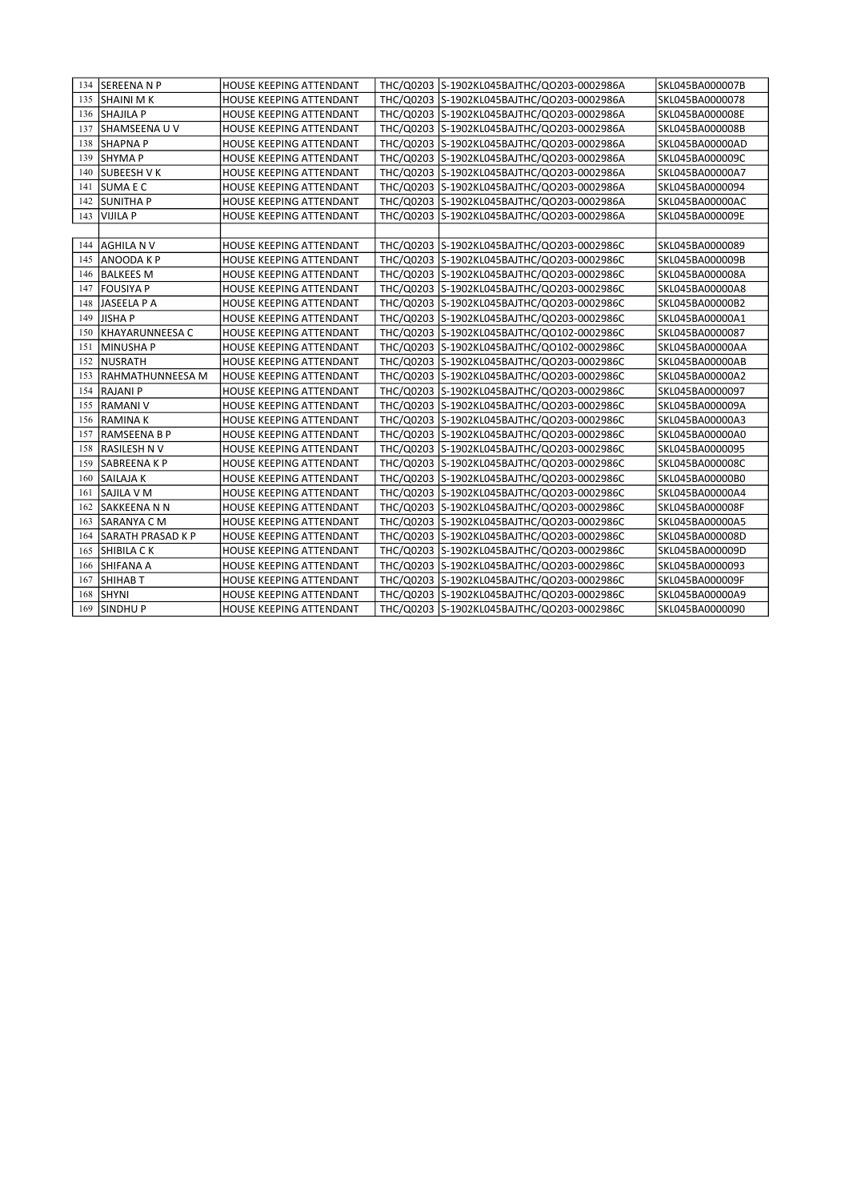| | | | | | |
|---|---|---|---|---|---|
| 134 | SEREENA N P | HOUSE KEEPING ATTENDANT | THC/Q0203 | S-1902KL045BAJTHC/QO203-0002986A | SKL045BA000007B |
| 135 | SHAINI M K | HOUSE KEEPING ATTENDANT | THC/Q0203 | S-1902KL045BAJTHC/QO203-0002986A | SKL045BA0000078 |
| 136 | SHAJILA P | HOUSE KEEPING ATTENDANT | THC/Q0203 | S-1902KL045BAJTHC/QO203-0002986A | SKL045BA000008E |
| 137 | SHAMSEENA U V | HOUSE KEEPING ATTENDANT | THC/Q0203 | S-1902KL045BAJTHC/QO203-0002986A | SKL045BA000008B |
| 138 | SHAPNA P | HOUSE KEEPING ATTENDANT | THC/Q0203 | S-1902KL045BAJTHC/QO203-0002986A | SKL045BA00000AD |
| 139 | SHYMA P | HOUSE KEEPING ATTENDANT | THC/Q0203 | S-1902KL045BAJTHC/QO203-0002986A | SKL045BA000009C |
| 140 | SUBEESH V K | HOUSE KEEPING ATTENDANT | THC/Q0203 | S-1902KL045BAJTHC/QO203-0002986A | SKL045BA00000A7 |
| 141 | SUMA E C | HOUSE KEEPING ATTENDANT | THC/Q0203 | S-1902KL045BAJTHC/QO203-0002986A | SKL045BA0000094 |
| 142 | SUNITHA P | HOUSE KEEPING ATTENDANT | THC/Q0203 | S-1902KL045BAJTHC/QO203-0002986A | SKL045BA00000AC |
| 143 | VIJILA P | HOUSE KEEPING ATTENDANT | THC/Q0203 | S-1902KL045BAJTHC/QO203-0002986A | SKL045BA000009E |
| | | | | | |
| 144 | AGHILA N V | HOUSE KEEPING ATTENDANT | THC/Q0203 | S-1902KL045BAJTHC/QO203-0002986C | SKL045BA0000089 |
| 145 | ANOODA K P | HOUSE KEEPING ATTENDANT | THC/Q0203 | S-1902KL045BAJTHC/QO203-0002986C | SKL045BA000009B |
| 146 | BALKEES M | HOUSE KEEPING ATTENDANT | THC/Q0203 | S-1902KL045BAJTHC/QO203-0002986C | SKL045BA000008A |
| 147 | FOUSIYA P | HOUSE KEEPING ATTENDANT | THC/Q0203 | S-1902KL045BAJTHC/QO203-0002986C | SKL045BA00000A8 |
| 148 | JASEELA P A | HOUSE KEEPING ATTENDANT | THC/Q0203 | S-1902KL045BAJTHC/QO203-0002986C | SKL045BA00000B2 |
| 149 | JISHA P | HOUSE KEEPING ATTENDANT | THC/Q0203 | S-1902KL045BAJTHC/QO203-0002986C | SKL045BA00000A1 |
| 150 | KHAYARUNNEESA C | HOUSE KEEPING ATTENDANT | THC/Q0203 | S-1902KL045BAJTHC/QO102-0002986C | SKL045BA0000087 |
| 151 | MINUSHA P | HOUSE KEEPING ATTENDANT | THC/Q0203 | S-1902KL045BAJTHC/QO102-0002986C | SKL045BA00000AA |
| 152 | NUSRATH | HOUSE KEEPING ATTENDANT | THC/Q0203 | S-1902KL045BAJTHC/QO203-0002986C | SKL045BA00000AB |
| 153 | RAHMATHUNNEESA M | HOUSE KEEPING ATTENDANT | THC/Q0203 | S-1902KL045BAJTHC/QO203-0002986C | SKL045BA00000A2 |
| 154 | RAJANI P | HOUSE KEEPING ATTENDANT | THC/Q0203 | S-1902KL045BAJTHC/QO203-0002986C | SKL045BA0000097 |
| 155 | RAMANI V | HOUSE KEEPING ATTENDANT | THC/Q0203 | S-1902KL045BAJTHC/QO203-0002986C | SKL045BA000009A |
| 156 | RAMINA K | HOUSE KEEPING ATTENDANT | THC/Q0203 | S-1902KL045BAJTHC/QO203-0002986C | SKL045BA00000A3 |
| 157 | RAMSEENA B P | HOUSE KEEPING ATTENDANT | THC/Q0203 | S-1902KL045BAJTHC/QO203-0002986C | SKL045BA00000A0 |
| 158 | RASILESH N V | HOUSE KEEPING ATTENDANT | THC/Q0203 | S-1902KL045BAJTHC/QO203-0002986C | SKL045BA0000095 |
| 159 | SABREENA K P | HOUSE KEEPING ATTENDANT | THC/Q0203 | S-1902KL045BAJTHC/QO203-0002986C | SKL045BA000008C |
| 160 | SAILAJA K | HOUSE KEEPING ATTENDANT | THC/Q0203 | S-1902KL045BAJTHC/QO203-0002986C | SKL045BA00000B0 |
| 161 | SAJILA V M | HOUSE KEEPING ATTENDANT | THC/Q0203 | S-1902KL045BAJTHC/QO203-0002986C | SKL045BA00000A4 |
| 162 | SAKKEENA N N | HOUSE KEEPING ATTENDANT | THC/Q0203 | S-1902KL045BAJTHC/QO203-0002986C | SKL045BA000008F |
| 163 | SARANYA C M | HOUSE KEEPING ATTENDANT | THC/Q0203 | S-1902KL045BAJTHC/QO203-0002986C | SKL045BA00000A5 |
| 164 | SARATH PRASAD K P | HOUSE KEEPING ATTENDANT | THC/Q0203 | S-1902KL045BAJTHC/QO203-0002986C | SKL045BA000008D |
| 165 | SHIBILA C K | HOUSE KEEPING ATTENDANT | THC/Q0203 | S-1902KL045BAJTHC/QO203-0002986C | SKL045BA000009D |
| 166 | SHIFANA A | HOUSE KEEPING ATTENDANT | THC/Q0203 | S-1902KL045BAJTHC/QO203-0002986C | SKL045BA0000093 |
| 167 | SHIHAB T | HOUSE KEEPING ATTENDANT | THC/Q0203 | S-1902KL045BAJTHC/QO203-0002986C | SKL045BA000009F |
| 168 | SHYNI | HOUSE KEEPING ATTENDANT | THC/Q0203 | S-1902KL045BAJTHC/QO203-0002986C | SKL045BA00000A9 |
| 169 | SINDHU P | HOUSE KEEPING ATTENDANT | THC/Q0203 | S-1902KL045BAJTHC/QO203-0002986C | SKL045BA0000090 |